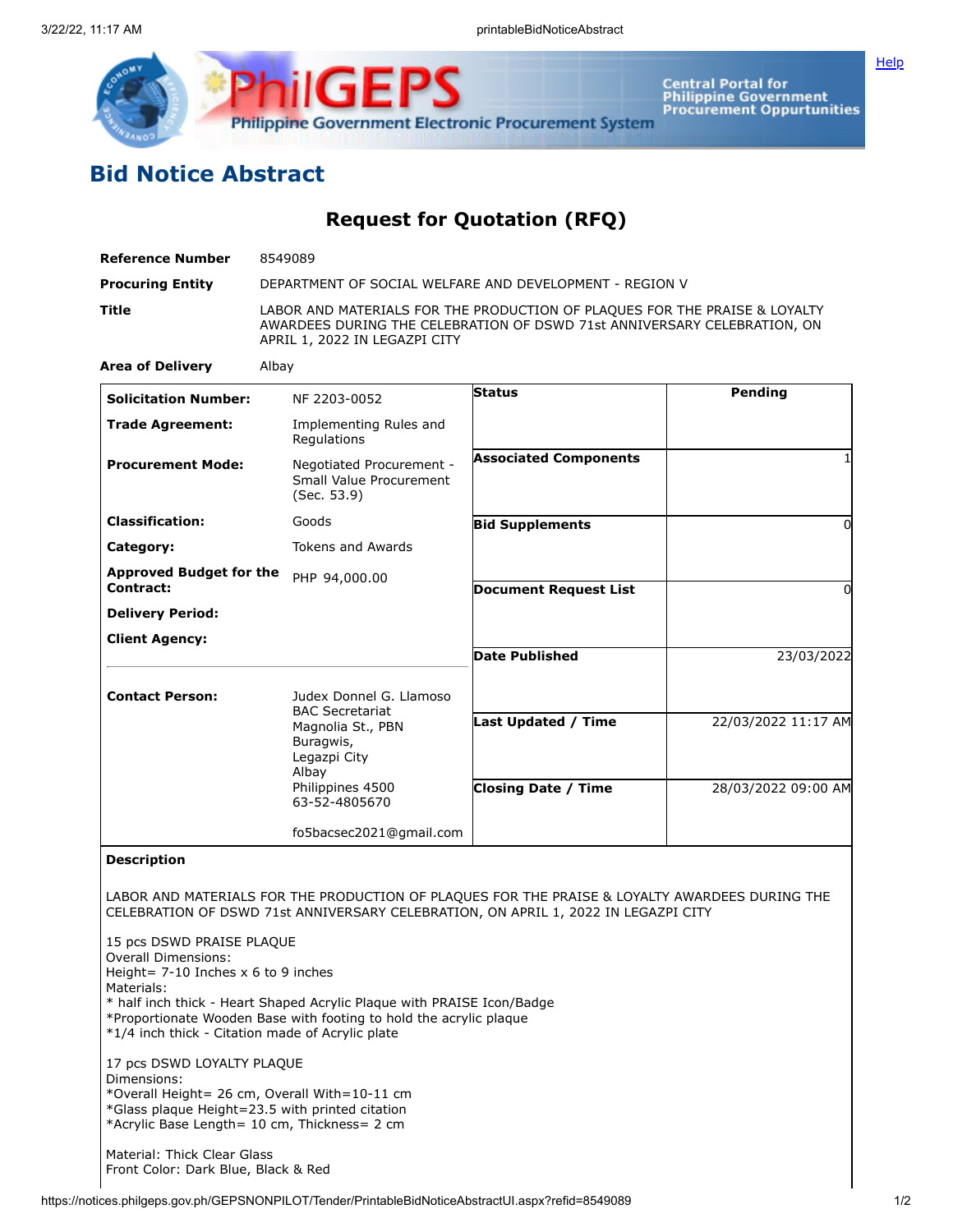## Bid Notice Abstract

### Request for Quotation (RFQ)

| | |
|---|---|
| **Reference Number** | 8549089 |
| **Procuring Entity** | DEPARTMENT OF SOCIAL WELFARE AND DEVELOPMENT - REGION V |
| **Title** | LABOR AND MATERIALS FOR THE PRODUCTION OF PLAQUES FOR THE PRAISE & LOYALTY AWARDEES DURING THE CELEBRATION OF DSWD 71st ANNIVERSARY CELEBRATION, ON APRIL 1, 2022 IN LEGAZPI CITY |
| **Area of Delivery** | Albay |

| | | | |
|---|---|---|---|
| **Solicitation Number:** | NF 2203-0052 | **Status** | Pending |
| **Trade Agreement:** | Implementing Rules and Regulations | | |
| **Procurement Mode:** | Negotiated Procurement - Small Value Procurement (Sec. 53.9) | **Associated Components** | 1 |
| **Classification:** | Goods | **Bid Supplements** | 0 |
| **Category:** | Tokens and Awards | | |
| **Approved Budget for the Contract:** | PHP 94,000.00 | **Document Request List** | 0 |
| **Delivery Period:** | | | |
| **Client Agency:** | | **Date Published** | 23/03/2022 |
| **Contact Person:** | Judex Donnel G. Llamoso<br>BAC Secretariat<br>Magnolia St., PBN<br>Buragwis,<br>Legazpi City<br>Albay<br>Philippines 4500<br>63-52-4805670<br><br>fo5bacsec2021@gmail.com | **Last Updated / Time** | 22/03/2022 11:17 AM |
| | | **Closing Date / Time** | 28/03/2022 09:00 AM |

**Description**

LABOR AND MATERIALS FOR THE PRODUCTION OF PLAQUES FOR THE PRAISE & LOYALTY AWARDEES DURING THE CELEBRATION OF DSWD 71st ANNIVERSARY CELEBRATION, ON APRIL 1, 2022 IN LEGAZPI CITY

15 pcs DSWD PRAISE PLAQUE
Overall Dimensions:
Height= 7-10 Inches x 6 to 9 inches
Materials:
* half inch thick - Heart Shaped Acrylic Plaque with PRAISE Icon/Badge
*Proportionate Wooden Base with footing to hold the acrylic plaque
*1/4 inch thick - Citation made of Acrylic plate

17 pcs DSWD LOYALTY PLAQUE
Dimensions:
*Overall Height= 26 cm, Overall With=10-11 cm
*Glass plaque Height=23.5 with printed citation
*Acrylic Base Length= 10 cm, Thickness= 2 cm

Material: Thick Clear Glass
Front Color: Dark Blue, Black & Red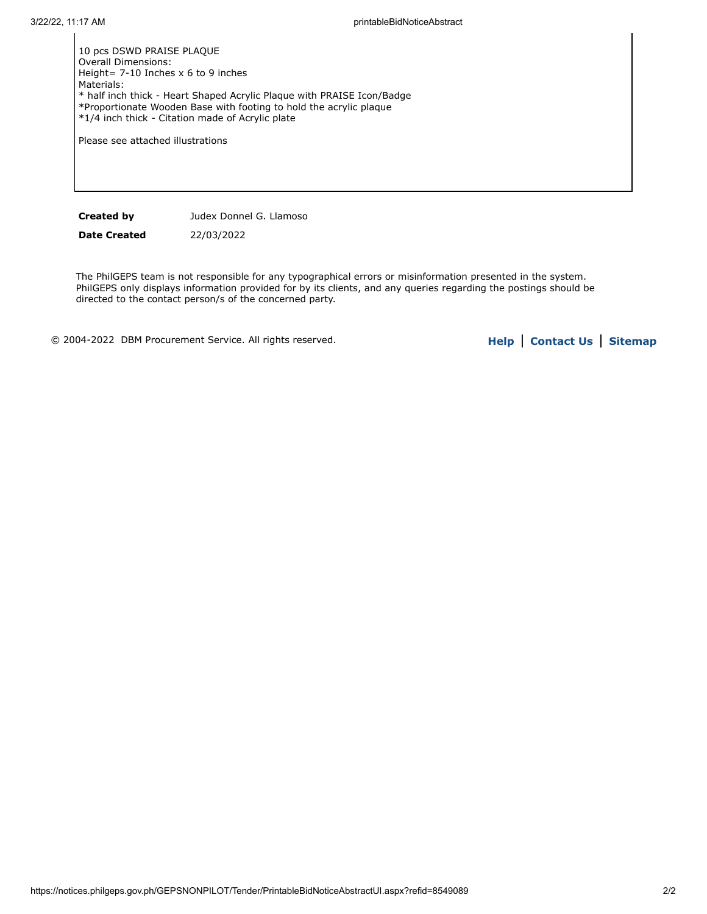10 pcs DSWD PRAISE PLAQUE
Overall Dimensions:
Height= 7-10 Inches x 6 to 9 inches
Materials:
* half inch thick - Heart Shaped Acrylic Plaque with PRAISE Icon/Badge
*Proportionate Wooden Base with footing to hold the acrylic plaque
*1/4 inch thick - Citation made of Acrylic plate

Please see attached illustrations

| | |
|---|---|
| **Created by** | Judex Donnel G. Llamoso |
| **Date Created** | 22/03/2022 |

The PhilGEPS team is not responsible for any typographical errors or misinformation presented in the system. PhilGEPS only displays information provided for by its clients, and any queries regarding the postings should be directed to the contact person/s of the concerned party.

© 2004-2022 DBM Procurement Service. All rights reserved.

**Help** | **Contact Us** | **Sitemap**